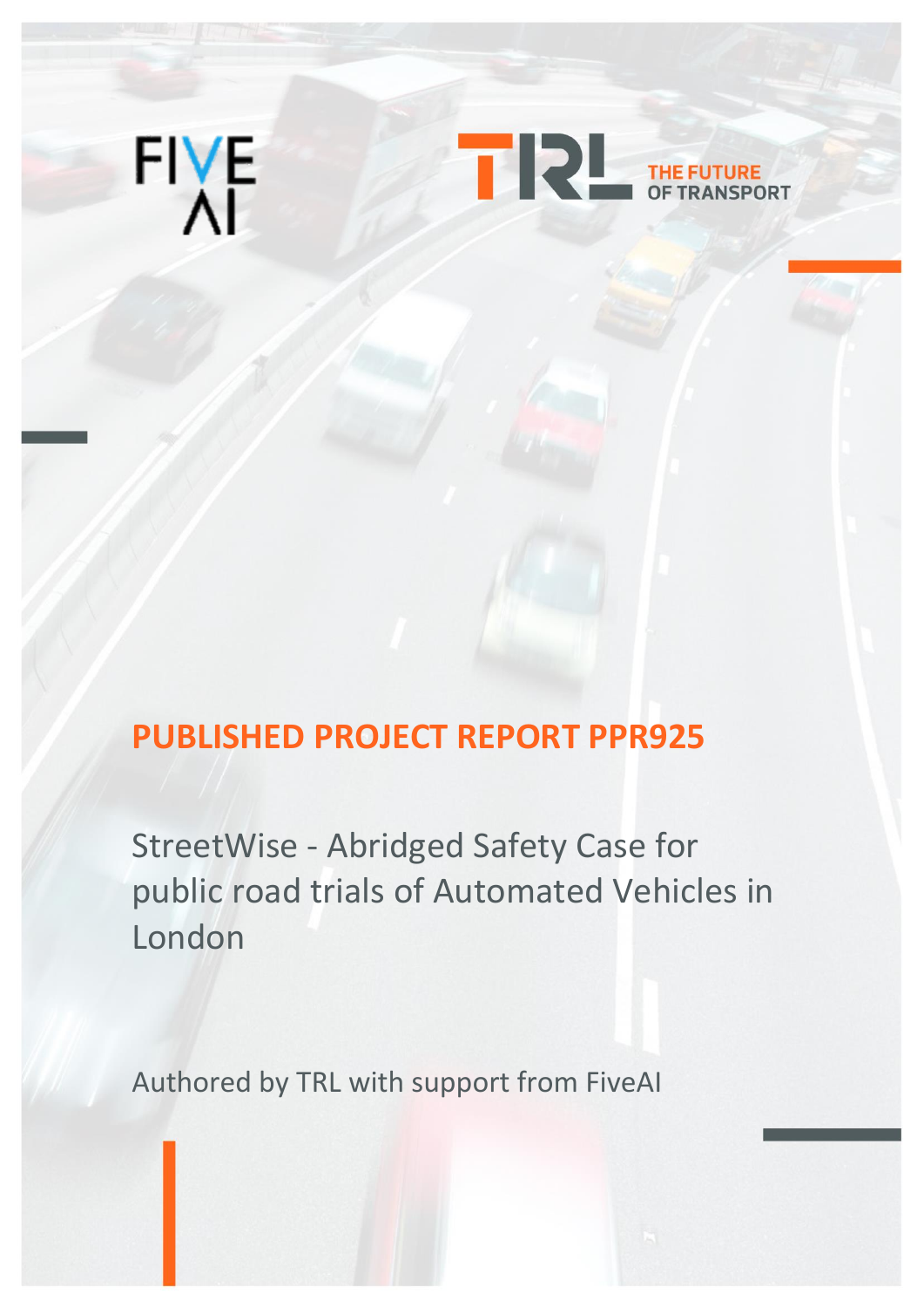FIVE AI

TRL THE FUTURE OF TRANSPORT

# PUBLISHED PROJECT REPORT PPR925

StreetWise - Abridged Safety Case for public road trials of Automated Vehicles in London

Authored by TRL with support from FiveAI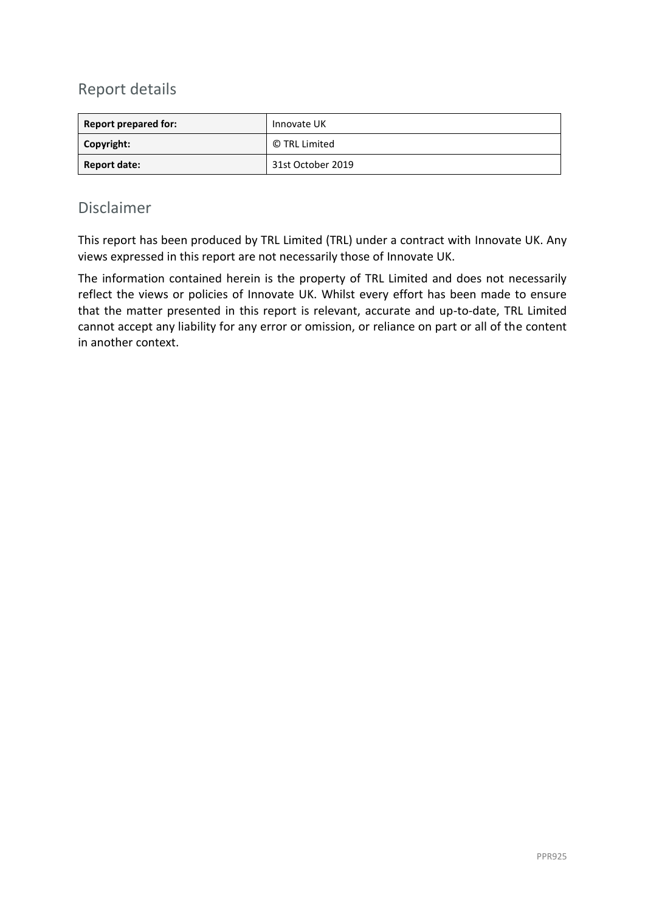## Report details

| **Report prepared for:** | Innovate UK |
|---|---|
| **Copyright:** | © TRL Limited |
| **Report date:** | 31st October 2019 |

## Disclaimer

This report has been produced by TRL Limited (TRL) under a contract with Innovate UK. Any views expressed in this report are not necessarily those of Innovate UK.

The information contained herein is the property of TRL Limited and does not necessarily reflect the views or policies of Innovate UK. Whilst every effort has been made to ensure that the matter presented in this report is relevant, accurate and up-to-date, TRL Limited cannot accept any liability for any error or omission, or reliance on part or all of the content in another context.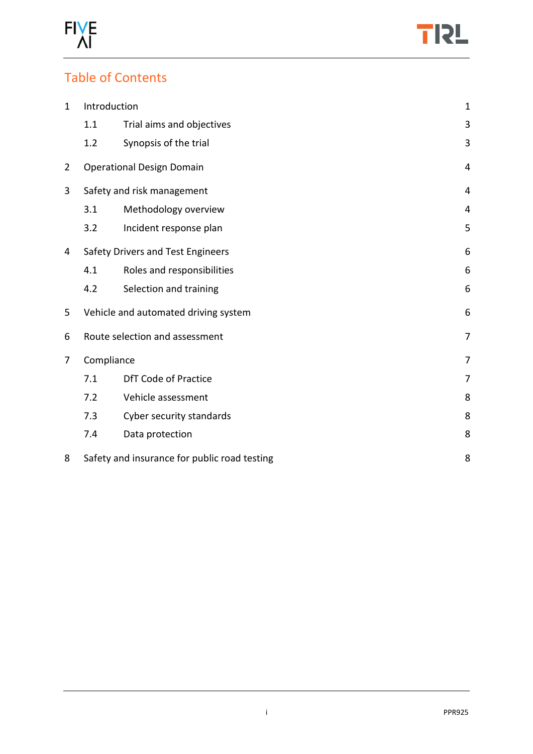# Table of Contents

| | | |
|---|---|---|
| 1 | Introduction | 1 |
| | 1.1 Trial aims and objectives | 3 |
| | 1.2 Synopsis of the trial | 3 |
| 2 | Operational Design Domain | 4 |
| 3 | Safety and risk management | 4 |
| | 3.1 Methodology overview | 4 |
| | 3.2 Incident response plan | 5 |
| 4 | Safety Drivers and Test Engineers | 6 |
| | 4.1 Roles and responsibilities | 6 |
| | 4.2 Selection and training | 6 |
| 5 | Vehicle and automated driving system | 6 |
| 6 | Route selection and assessment | 7 |
| 7 | Compliance | 7 |
| | 7.1 DfT Code of Practice | 7 |
| | 7.2 Vehicle assessment | 8 |
| | 7.3 Cyber security standards | 8 |
| | 7.4 Data protection | 8 |
| 8 | Safety and insurance for public road testing | 8 |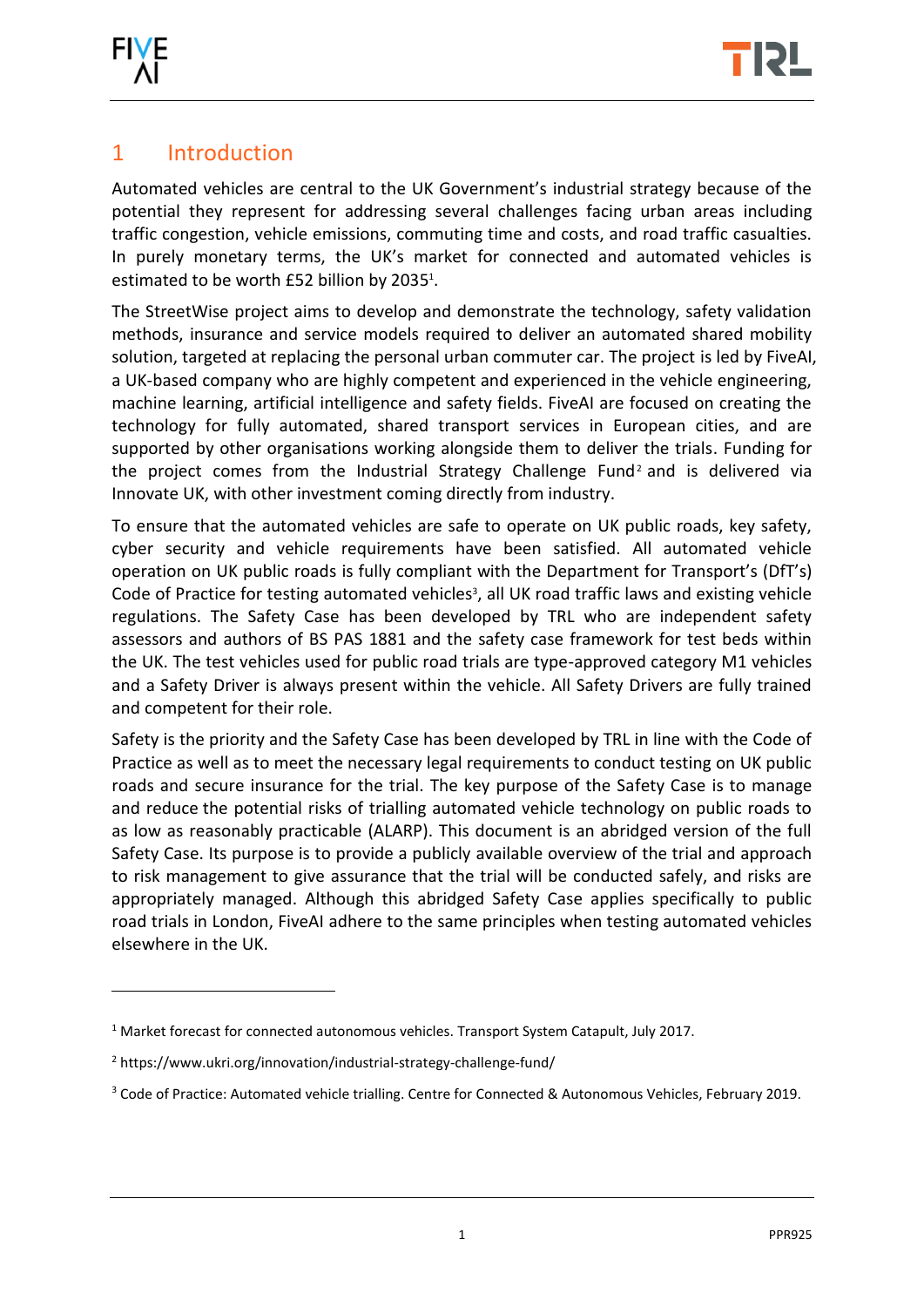# 1 Introduction

Automated vehicles are central to the UK Government's industrial strategy because of the potential they represent for addressing several challenges facing urban areas including traffic congestion, vehicle emissions, commuting time and costs, and road traffic casualties. In purely monetary terms, the UK's market for connected and automated vehicles is estimated to be worth £52 billion by 2035[1].

The StreetWise project aims to develop and demonstrate the technology, safety validation methods, insurance and service models required to deliver an automated shared mobility solution, targeted at replacing the personal urban commuter car. The project is led by FiveAI, a UK-based company who are highly competent and experienced in the vehicle engineering, machine learning, artificial intelligence and safety fields. FiveAI are focused on creating the technology for fully automated, shared transport services in European cities, and are supported by other organisations working alongside them to deliver the trials. Funding for the project comes from the Industrial Strategy Challenge Fund[2] and is delivered via Innovate UK, with other investment coming directly from industry.

To ensure that the automated vehicles are safe to operate on UK public roads, key safety, cyber security and vehicle requirements have been satisfied. All automated vehicle operation on UK public roads is fully compliant with the Department for Transport's (DfT's) Code of Practice for testing automated vehicles[3], all UK road traffic laws and existing vehicle regulations. The Safety Case has been developed by TRL who are independent safety assessors and authors of BS PAS 1881 and the safety case framework for test beds within the UK. The test vehicles used for public road trials are type-approved category M1 vehicles and a Safety Driver is always present within the vehicle. All Safety Drivers are fully trained and competent for their role.

Safety is the priority and the Safety Case has been developed by TRL in line with the Code of Practice as well as to meet the necessary legal requirements to conduct testing on UK public roads and secure insurance for the trial. The key purpose of the Safety Case is to manage and reduce the potential risks of trialling automated vehicle technology on public roads to as low as reasonably practicable (ALARP). This document is an abridged version of the full Safety Case. Its purpose is to provide a publicly available overview of the trial and approach to risk management to give assurance that the trial will be conducted safely, and risks are appropriately managed. Although this abridged Safety Case applies specifically to public road trials in London, FiveAI adhere to the same principles when testing automated vehicles elsewhere in the UK.

---

[1] Market forecast for connected autonomous vehicles. Transport System Catapult, July 2017.

[2] https://www.ukri.org/innovation/industrial-strategy-challenge-fund/

[3] Code of Practice: Automated vehicle trialling. Centre for Connected & Autonomous Vehicles, February 2019.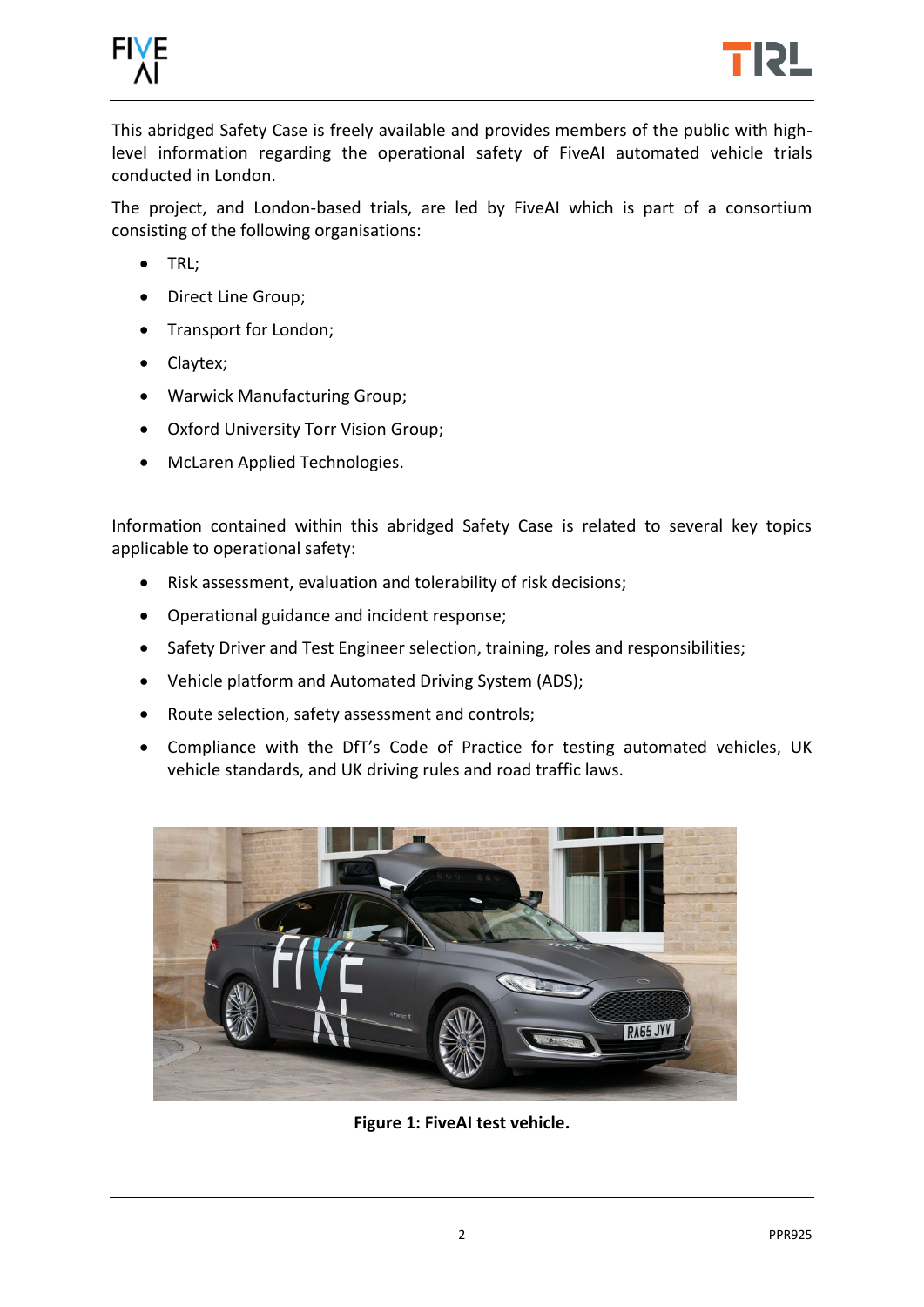This abridged Safety Case is freely available and provides members of the public with high-level information regarding the operational safety of FiveAI automated vehicle trials conducted in London.

The project, and London-based trials, are led by FiveAI which is part of a consortium consisting of the following organisations:

- TRL;
- Direct Line Group;
- Transport for London;
- Claytex;
- Warwick Manufacturing Group;
- Oxford University Torr Vision Group;
- McLaren Applied Technologies.

Information contained within this abridged Safety Case is related to several key topics applicable to operational safety:

- Risk assessment, evaluation and tolerability of risk decisions;
- Operational guidance and incident response;
- Safety Driver and Test Engineer selection, training, roles and responsibilities;
- Vehicle platform and Automated Driving System (ADS);
- Route selection, safety assessment and controls;
- Compliance with the DfT's Code of Practice for testing automated vehicles, UK vehicle standards, and UK driving rules and road traffic laws.

**Figure 1: FiveAI test vehicle.**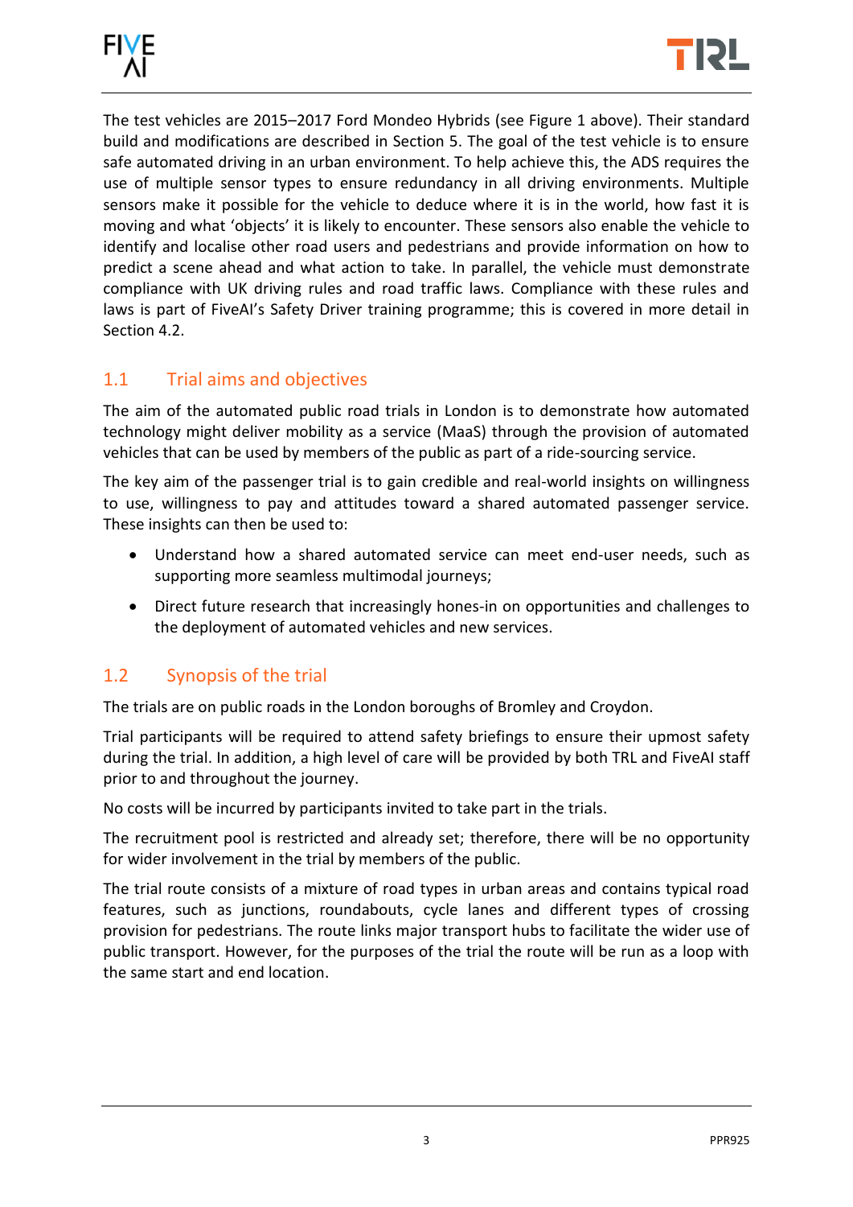The test vehicles are 2015–2017 Ford Mondeo Hybrids (see Figure 1 above). Their standard build and modifications are described in Section 5. The goal of the test vehicle is to ensure safe automated driving in an urban environment. To help achieve this, the ADS requires the use of multiple sensor types to ensure redundancy in all driving environments. Multiple sensors make it possible for the vehicle to deduce where it is in the world, how fast it is moving and what 'objects' it is likely to encounter. These sensors also enable the vehicle to identify and localise other road users and pedestrians and provide information on how to predict a scene ahead and what action to take. In parallel, the vehicle must demonstrate compliance with UK driving rules and road traffic laws. Compliance with these rules and laws is part of FiveAI's Safety Driver training programme; this is covered in more detail in Section 4.2.

## 1.1 Trial aims and objectives

The aim of the automated public road trials in London is to demonstrate how automated technology might deliver mobility as a service (MaaS) through the provision of automated vehicles that can be used by members of the public as part of a ride-sourcing service.

The key aim of the passenger trial is to gain credible and real-world insights on willingness to use, willingness to pay and attitudes toward a shared automated passenger service. These insights can then be used to:

- Understand how a shared automated service can meet end-user needs, such as supporting more seamless multimodal journeys;
- Direct future research that increasingly hones-in on opportunities and challenges to the deployment of automated vehicles and new services.

## 1.2 Synopsis of the trial

The trials are on public roads in the London boroughs of Bromley and Croydon.

Trial participants will be required to attend safety briefings to ensure their upmost safety during the trial. In addition, a high level of care will be provided by both TRL and FiveAI staff prior to and throughout the journey.

No costs will be incurred by participants invited to take part in the trials.

The recruitment pool is restricted and already set; therefore, there will be no opportunity for wider involvement in the trial by members of the public.

The trial route consists of a mixture of road types in urban areas and contains typical road features, such as junctions, roundabouts, cycle lanes and different types of crossing provision for pedestrians. The route links major transport hubs to facilitate the wider use of public transport. However, for the purposes of the trial the route will be run as a loop with the same start and end location.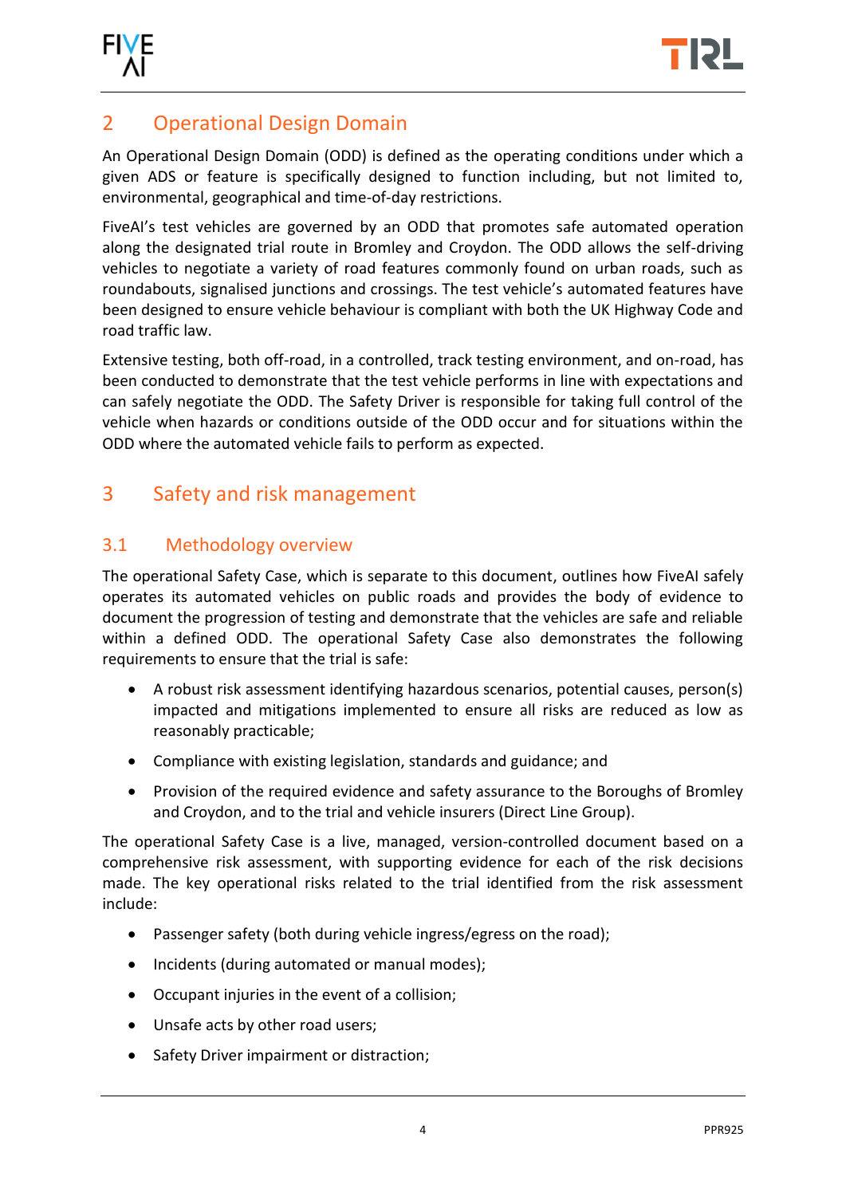## 2 Operational Design Domain

An Operational Design Domain (ODD) is defined as the operating conditions under which a given ADS or feature is specifically designed to function including, but not limited to, environmental, geographical and time-of-day restrictions.

FiveAI's test vehicles are governed by an ODD that promotes safe automated operation along the designated trial route in Bromley and Croydon. The ODD allows the self-driving vehicles to negotiate a variety of road features commonly found on urban roads, such as roundabouts, signalised junctions and crossings. The test vehicle's automated features have been designed to ensure vehicle behaviour is compliant with both the UK Highway Code and road traffic law.

Extensive testing, both off-road, in a controlled, track testing environment, and on-road, has been conducted to demonstrate that the test vehicle performs in line with expectations and can safely negotiate the ODD. The Safety Driver is responsible for taking full control of the vehicle when hazards or conditions outside of the ODD occur and for situations within the ODD where the automated vehicle fails to perform as expected.

## 3 Safety and risk management

### 3.1 Methodology overview

The operational Safety Case, which is separate to this document, outlines how FiveAI safely operates its automated vehicles on public roads and provides the body of evidence to document the progression of testing and demonstrate that the vehicles are safe and reliable within a defined ODD. The operational Safety Case also demonstrates the following requirements to ensure that the trial is safe:

- A robust risk assessment identifying hazardous scenarios, potential causes, person(s) impacted and mitigations implemented to ensure all risks are reduced as low as reasonably practicable;
- Compliance with existing legislation, standards and guidance; and
- Provision of the required evidence and safety assurance to the Boroughs of Bromley and Croydon, and to the trial and vehicle insurers (Direct Line Group).

The operational Safety Case is a live, managed, version-controlled document based on a comprehensive risk assessment, with supporting evidence for each of the risk decisions made. The key operational risks related to the trial identified from the risk assessment include:

- Passenger safety (both during vehicle ingress/egress on the road);
- Incidents (during automated or manual modes);
- Occupant injuries in the event of a collision;
- Unsafe acts by other road users;
- Safety Driver impairment or distraction;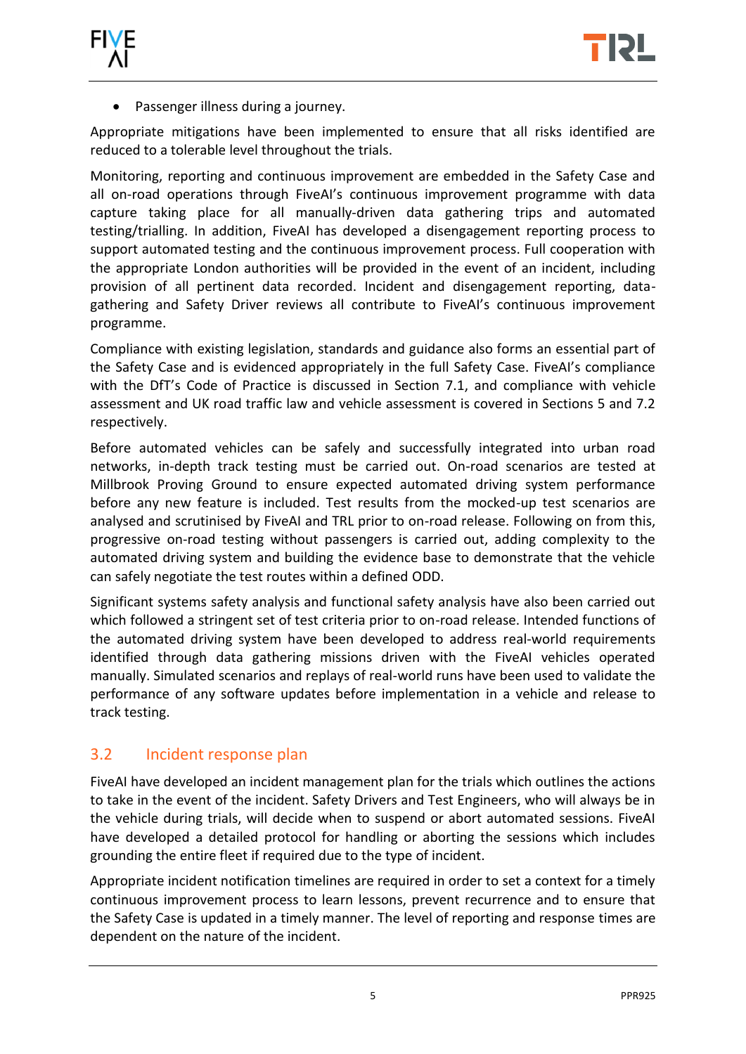- Passenger illness during a journey.

Appropriate mitigations have been implemented to ensure that all risks identified are reduced to a tolerable level throughout the trials.

Monitoring, reporting and continuous improvement are embedded in the Safety Case and all on-road operations through FiveAI's continuous improvement programme with data capture taking place for all manually-driven data gathering trips and automated testing/trialling. In addition, FiveAI has developed a disengagement reporting process to support automated testing and the continuous improvement process. Full cooperation with the appropriate London authorities will be provided in the event of an incident, including provision of all pertinent data recorded. Incident and disengagement reporting, data-gathering and Safety Driver reviews all contribute to FiveAI's continuous improvement programme.

Compliance with existing legislation, standards and guidance also forms an essential part of the Safety Case and is evidenced appropriately in the full Safety Case. FiveAI's compliance with the DfT's Code of Practice is discussed in Section 7.1, and compliance with vehicle assessment and UK road traffic law and vehicle assessment is covered in Sections 5 and 7.2 respectively.

Before automated vehicles can be safely and successfully integrated into urban road networks, in-depth track testing must be carried out. On-road scenarios are tested at Millbrook Proving Ground to ensure expected automated driving system performance before any new feature is included. Test results from the mocked-up test scenarios are analysed and scrutinised by FiveAI and TRL prior to on-road release. Following on from this, progressive on-road testing without passengers is carried out, adding complexity to the automated driving system and building the evidence base to demonstrate that the vehicle can safely negotiate the test routes within a defined ODD.

Significant systems safety analysis and functional safety analysis have also been carried out which followed a stringent set of test criteria prior to on-road release. Intended functions of the automated driving system have been developed to address real-world requirements identified through data gathering missions driven with the FiveAI vehicles operated manually. Simulated scenarios and replays of real-world runs have been used to validate the performance of any software updates before implementation in a vehicle and release to track testing.

## 3.2 Incident response plan

FiveAI have developed an incident management plan for the trials which outlines the actions to take in the event of the incident. Safety Drivers and Test Engineers, who will always be in the vehicle during trials, will decide when to suspend or abort automated sessions. FiveAI have developed a detailed protocol for handling or aborting the sessions which includes grounding the entire fleet if required due to the type of incident.

Appropriate incident notification timelines are required in order to set a context for a timely continuous improvement process to learn lessons, prevent recurrence and to ensure that the Safety Case is updated in a timely manner. The level of reporting and response times are dependent on the nature of the incident.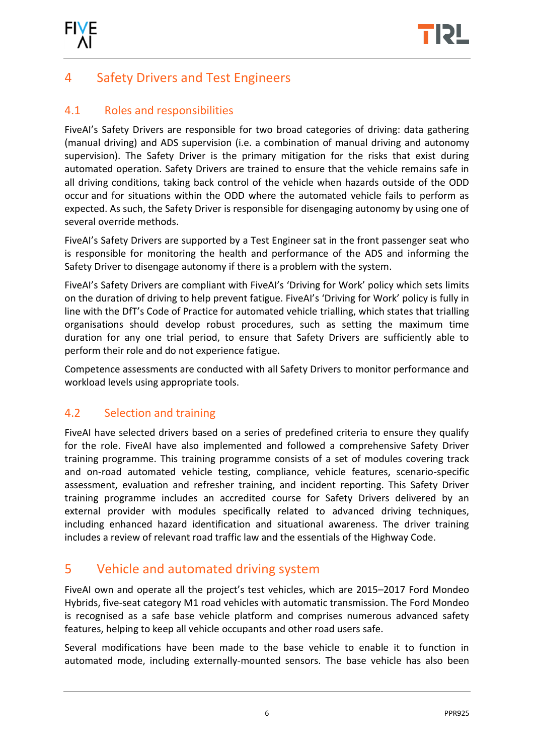# 4 Safety Drivers and Test Engineers

## 4.1 Roles and responsibilities

FiveAI's Safety Drivers are responsible for two broad categories of driving: data gathering (manual driving) and ADS supervision (i.e. a combination of manual driving and autonomy supervision). The Safety Driver is the primary mitigation for the risks that exist during automated operation. Safety Drivers are trained to ensure that the vehicle remains safe in all driving conditions, taking back control of the vehicle when hazards outside of the ODD occur and for situations within the ODD where the automated vehicle fails to perform as expected. As such, the Safety Driver is responsible for disengaging autonomy by using one of several override methods.

FiveAI's Safety Drivers are supported by a Test Engineer sat in the front passenger seat who is responsible for monitoring the health and performance of the ADS and informing the Safety Driver to disengage autonomy if there is a problem with the system.

FiveAI's Safety Drivers are compliant with FiveAI's 'Driving for Work' policy which sets limits on the duration of driving to help prevent fatigue. FiveAI's 'Driving for Work' policy is fully in line with the DfT's Code of Practice for automated vehicle trialling, which states that trialling organisations should develop robust procedures, such as setting the maximum time duration for any one trial period, to ensure that Safety Drivers are sufficiently able to perform their role and do not experience fatigue.

Competence assessments are conducted with all Safety Drivers to monitor performance and workload levels using appropriate tools.

## 4.2 Selection and training

FiveAI have selected drivers based on a series of predefined criteria to ensure they qualify for the role. FiveAI have also implemented and followed a comprehensive Safety Driver training programme. This training programme consists of a set of modules covering track and on-road automated vehicle testing, compliance, vehicle features, scenario-specific assessment, evaluation and refresher training, and incident reporting. This Safety Driver training programme includes an accredited course for Safety Drivers delivered by an external provider with modules specifically related to advanced driving techniques, including enhanced hazard identification and situational awareness. The driver training includes a review of relevant road traffic law and the essentials of the Highway Code.

# 5 Vehicle and automated driving system

FiveAI own and operate all the project's test vehicles, which are 2015–2017 Ford Mondeo Hybrids, five-seat category M1 road vehicles with automatic transmission. The Ford Mondeo is recognised as a safe base vehicle platform and comprises numerous advanced safety features, helping to keep all vehicle occupants and other road users safe.

Several modifications have been made to the base vehicle to enable it to function in automated mode, including externally-mounted sensors. The base vehicle has also been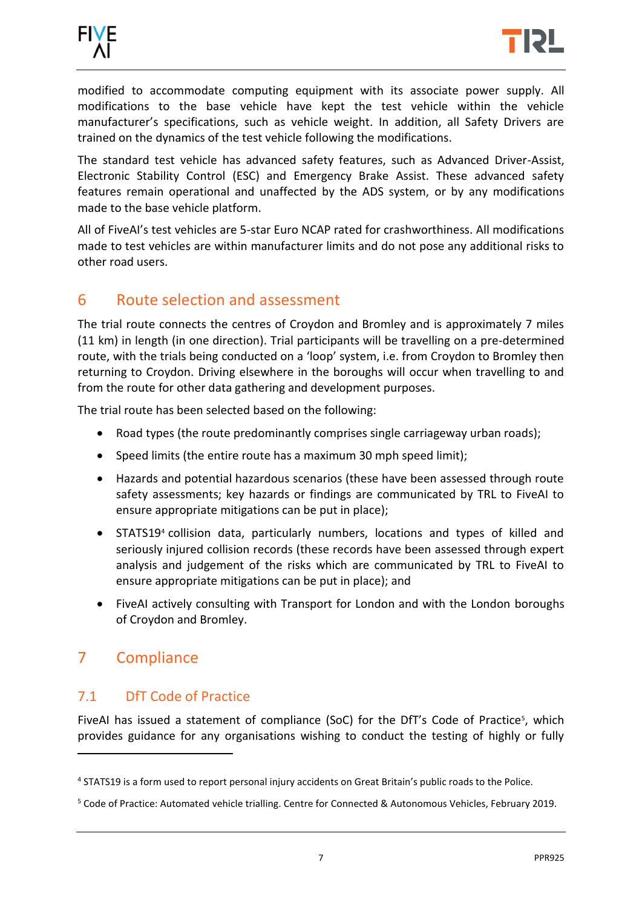modified to accommodate computing equipment with its associate power supply. All modifications to the base vehicle have kept the test vehicle within the vehicle manufacturer's specifications, such as vehicle weight. In addition, all Safety Drivers are trained on the dynamics of the test vehicle following the modifications.

The standard test vehicle has advanced safety features, such as Advanced Driver-Assist, Electronic Stability Control (ESC) and Emergency Brake Assist. These advanced safety features remain operational and unaffected by the ADS system, or by any modifications made to the base vehicle platform.

All of FiveAI's test vehicles are 5-star Euro NCAP rated for crashworthiness. All modifications made to test vehicles are within manufacturer limits and do not pose any additional risks to other road users.

# 6 Route selection and assessment

The trial route connects the centres of Croydon and Bromley and is approximately 7 miles (11 km) in length (in one direction). Trial participants will be travelling on a pre-determined route, with the trials being conducted on a 'loop' system, i.e. from Croydon to Bromley then returning to Croydon. Driving elsewhere in the boroughs will occur when travelling to and from the route for other data gathering and development purposes.

The trial route has been selected based on the following:

- Road types (the route predominantly comprises single carriageway urban roads);
- Speed limits (the entire route has a maximum 30 mph speed limit);
- Hazards and potential hazardous scenarios (these have been assessed through route safety assessments; key hazards or findings are communicated by TRL to FiveAI to ensure appropriate mitigations can be put in place);
- STATS19[4] collision data, particularly numbers, locations and types of killed and seriously injured collision records (these records have been assessed through expert analysis and judgement of the risks which are communicated by TRL to FiveAI to ensure appropriate mitigations can be put in place); and
- FiveAI actively consulting with Transport for London and with the London boroughs of Croydon and Bromley.

# 7 Compliance

## 7.1 DfT Code of Practice

FiveAI has issued a statement of compliance (SoC) for the DfT's Code of Practice[5], which provides guidance for any organisations wishing to conduct the testing of highly or fully

[4] STATS19 is a form used to report personal injury accidents on Great Britain's public roads to the Police.

[5] Code of Practice: Automated vehicle trialling. Centre for Connected & Autonomous Vehicles, February 2019.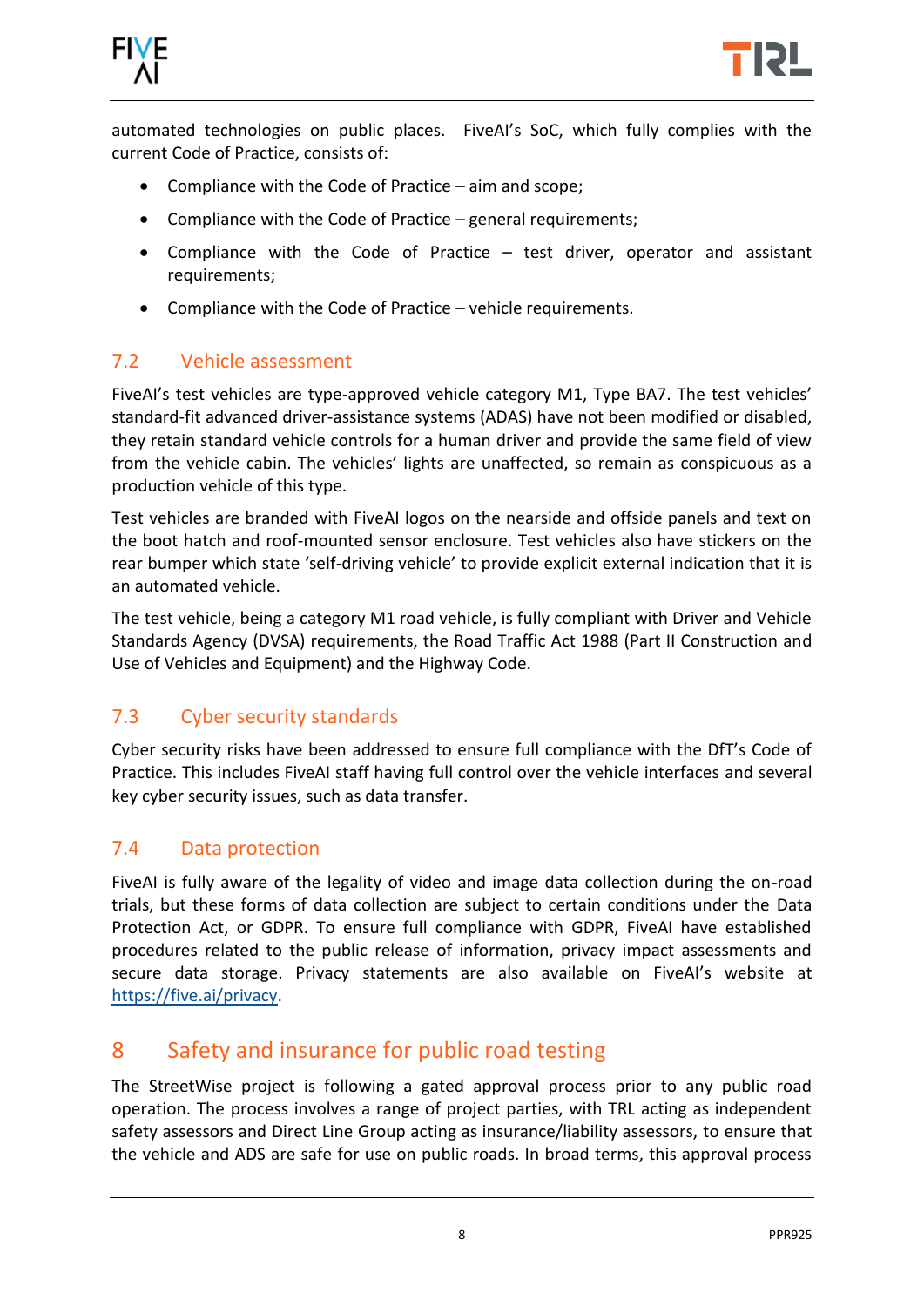automated technologies on public places. FiveAI's SoC, which fully complies with the current Code of Practice, consists of:

- Compliance with the Code of Practice – aim and scope;
- Compliance with the Code of Practice – general requirements;
- Compliance with the Code of Practice – test driver, operator and assistant requirements;
- Compliance with the Code of Practice – vehicle requirements.

## 7.2 Vehicle assessment

FiveAI's test vehicles are type-approved vehicle category M1, Type BA7. The test vehicles' standard-fit advanced driver-assistance systems (ADAS) have not been modified or disabled, they retain standard vehicle controls for a human driver and provide the same field of view from the vehicle cabin. The vehicles' lights are unaffected, so remain as conspicuous as a production vehicle of this type.

Test vehicles are branded with FiveAI logos on the nearside and offside panels and text on the boot hatch and roof-mounted sensor enclosure. Test vehicles also have stickers on the rear bumper which state 'self-driving vehicle' to provide explicit external indication that it is an automated vehicle.

The test vehicle, being a category M1 road vehicle, is fully compliant with Driver and Vehicle Standards Agency (DVSA) requirements, the Road Traffic Act 1988 (Part II Construction and Use of Vehicles and Equipment) and the Highway Code.

## 7.3 Cyber security standards

Cyber security risks have been addressed to ensure full compliance with the DfT's Code of Practice. This includes FiveAI staff having full control over the vehicle interfaces and several key cyber security issues, such as data transfer.

## 7.4 Data protection

FiveAI is fully aware of the legality of video and image data collection during the on-road trials, but these forms of data collection are subject to certain conditions under the Data Protection Act, or GDPR. To ensure full compliance with GDPR, FiveAI have established procedures related to the public release of information, privacy impact assessments and secure data storage. Privacy statements are also available on FiveAI's website at https://five.ai/privacy.

# 8 Safety and insurance for public road testing

The StreetWise project is following a gated approval process prior to any public road operation. The process involves a range of project parties, with TRL acting as independent safety assessors and Direct Line Group acting as insurance/liability assessors, to ensure that the vehicle and ADS are safe for use on public roads. In broad terms, this approval process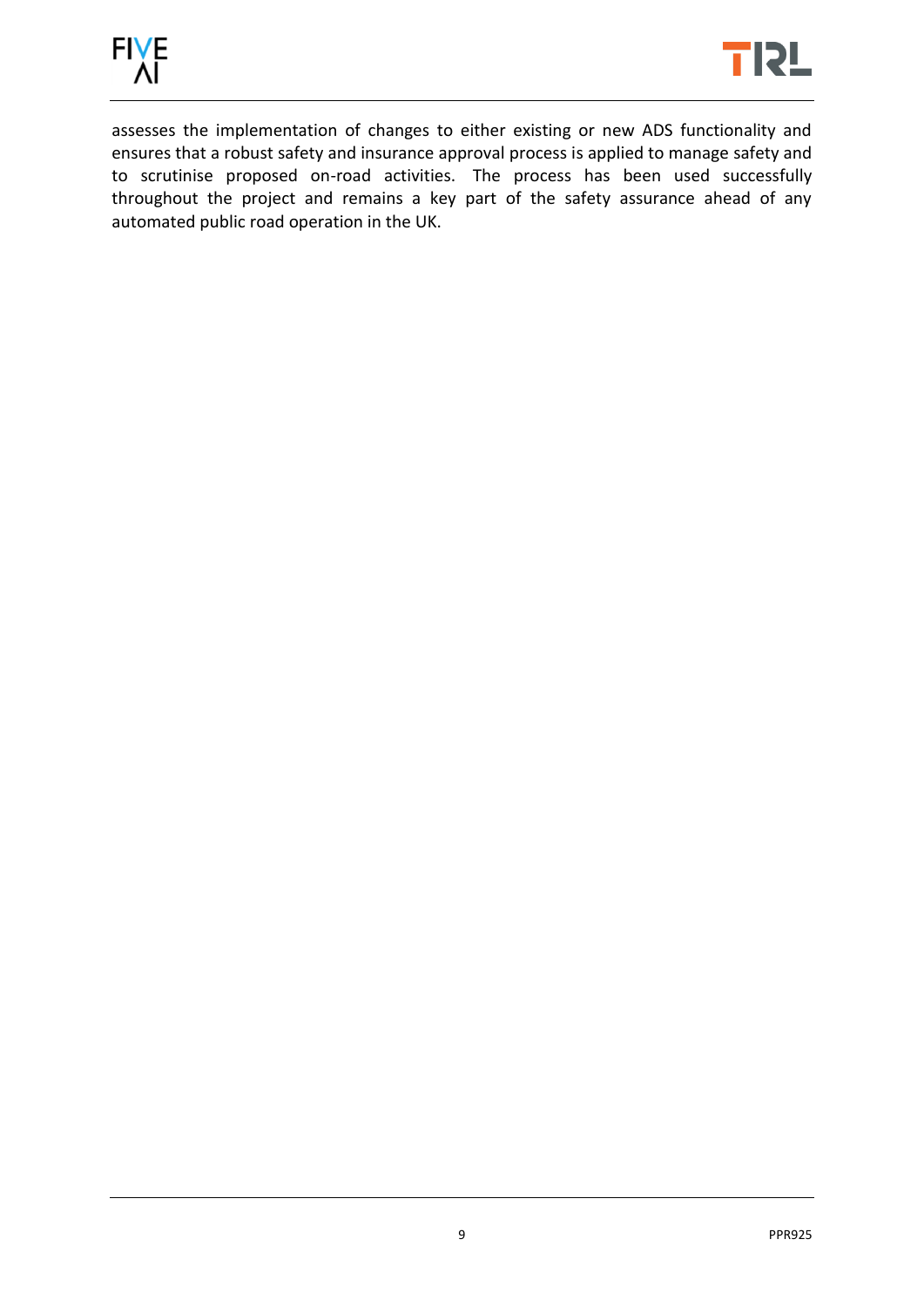assesses the implementation of changes to either existing or new ADS functionality and ensures that a robust safety and insurance approval process is applied to manage safety and to scrutinise proposed on-road activities. The process has been used successfully throughout the project and remains a key part of the safety assurance ahead of any automated public road operation in the UK.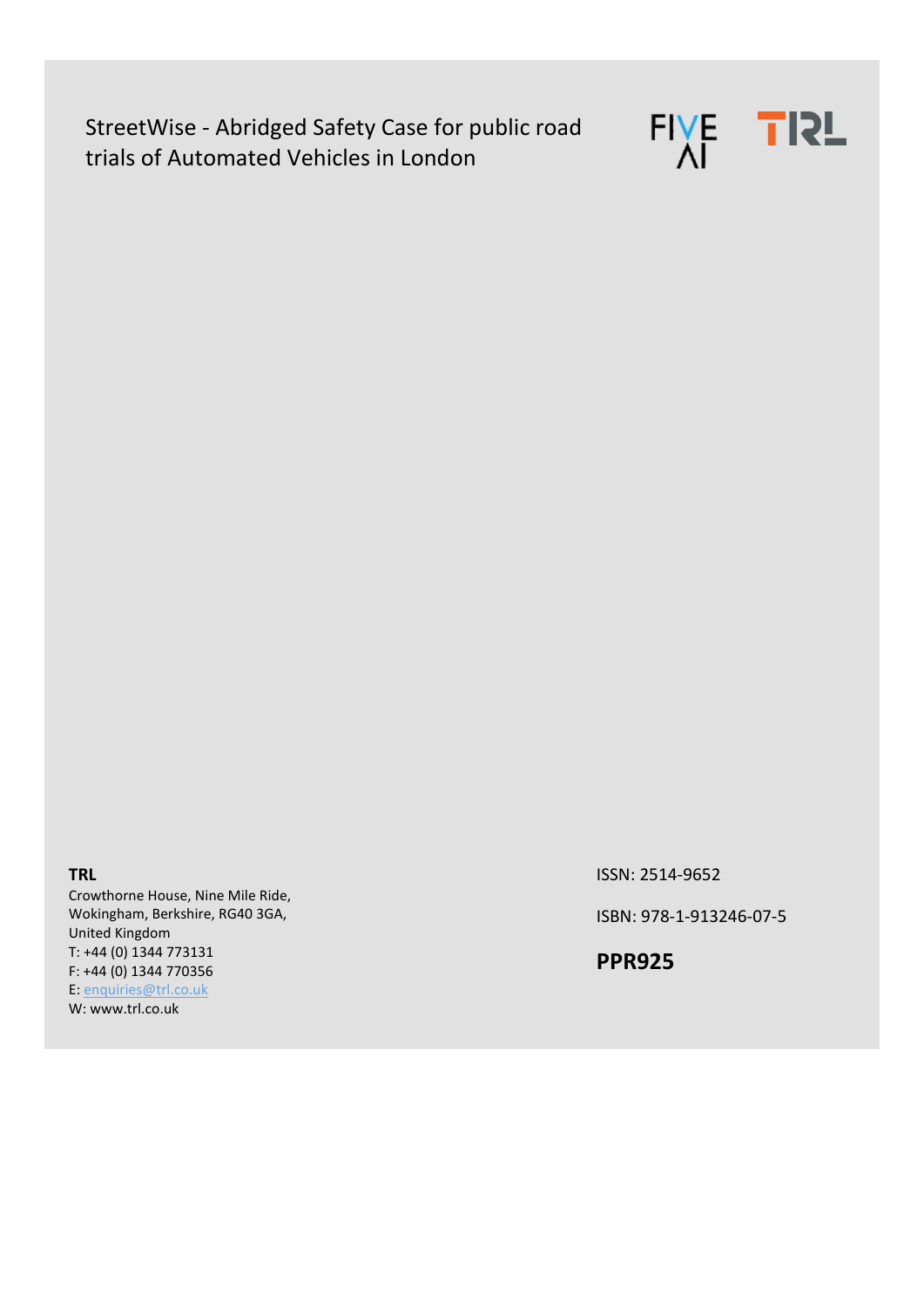StreetWise - Abridged Safety Case for public road trials of Automated Vehicles in London

FIVE AI TRL

**TRL**

Crowthorne House, Nine Mile Ride,
Wokingham, Berkshire, RG40 3GA,
United Kingdom
T: +44 (0) 1344 773131
F: +44 (0) 1344 770356
E: enquiries@trl.co.uk
W: www.trl.co.uk

ISSN: 2514-9652

ISBN: 978-1-913246-07-5

**PPR925**